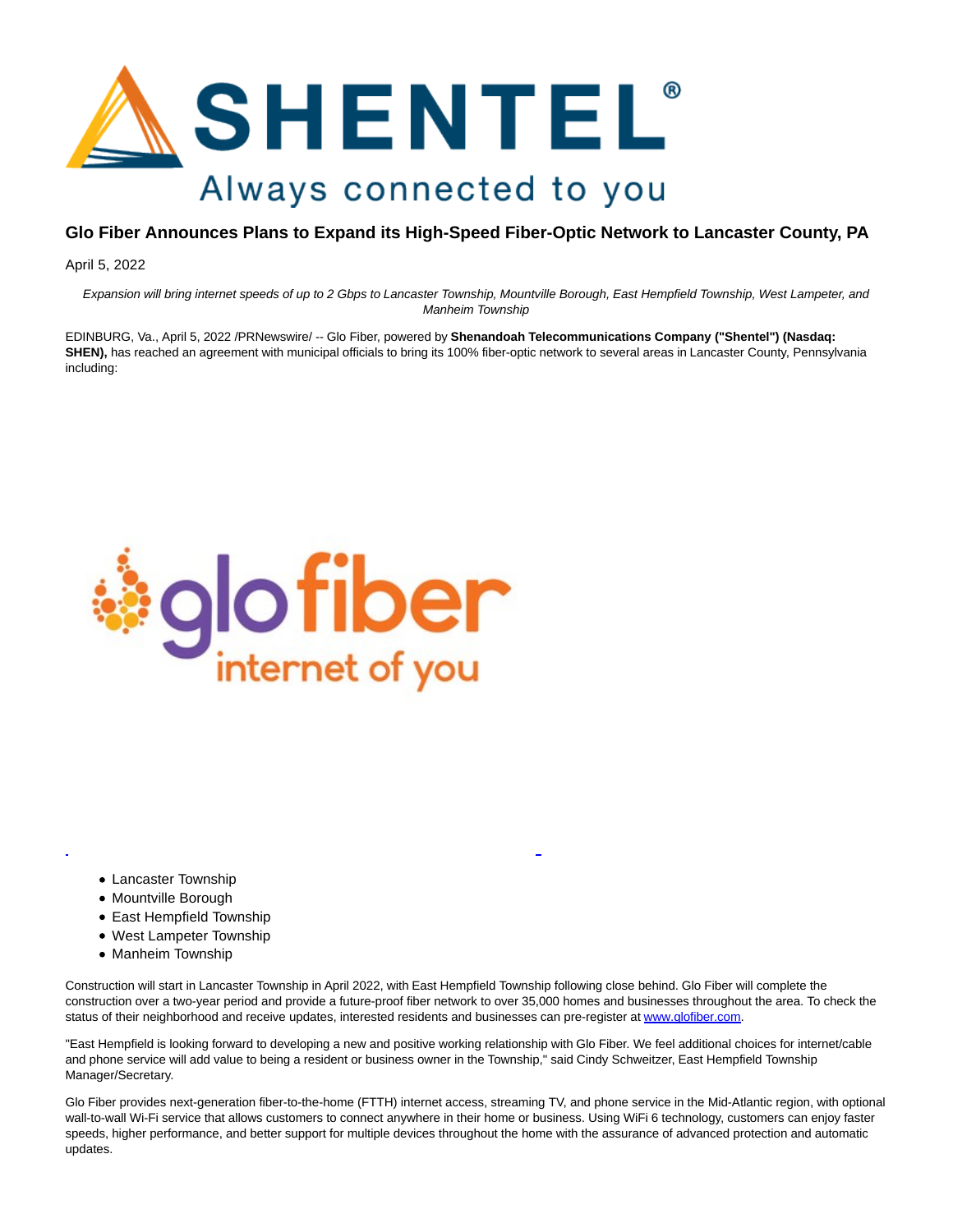# Glo Fiber Announces Plans to Expand its High-Speed Fiber-Optic Network to Lancaster County, PA

April 5, 2022

*Expansion will bring internet speeds of up to 2 Gbps to Lancaster Township, Mountville Borough, East Hempfield Township, West Lampeter, and Manheim Township*

EDINBURG, Va., April 5, 2022 /PRNewswire/ -- Glo Fiber, powered by **Shenandoah Telecommunications Company ("Shentel") (Nasdaq: SHEN),** has reached an agreement with municipal officials to bring its 100% fiber-optic network to several areas in Lancaster County, Pennsylvania including:

- Lancaster Township
- Mountville Borough
- East Hempfield Township
- West Lampeter Township
- Manheim Township

Construction will start in Lancaster Township in April 2022, with East Hempfield Township following close behind. Glo Fiber will complete the construction over a two-year period and provide a future-proof fiber network to over 35,000 homes and businesses throughout the area. To check the status of their neighborhood and receive updates, interested residents and businesses can pre-register at www.glofiber.com.

"East Hempfield is looking forward to developing a new and positive working relationship with Glo Fiber. We feel additional choices for internet/cable and phone service will add value to being a resident or business owner in the Township," said Cindy Schweitzer, East Hempfield Township Manager/Secretary.

Glo Fiber provides next-generation fiber-to-the-home (FTTH) internet access, streaming TV, and phone service in the Mid-Atlantic region, with optional wall-to-wall Wi-Fi service that allows customers to connect anywhere in their home or business. Using WiFi 6 technology, customers can enjoy faster speeds, higher performance, and better support for multiple devices throughout the home with the assurance of advanced protection and automatic updates.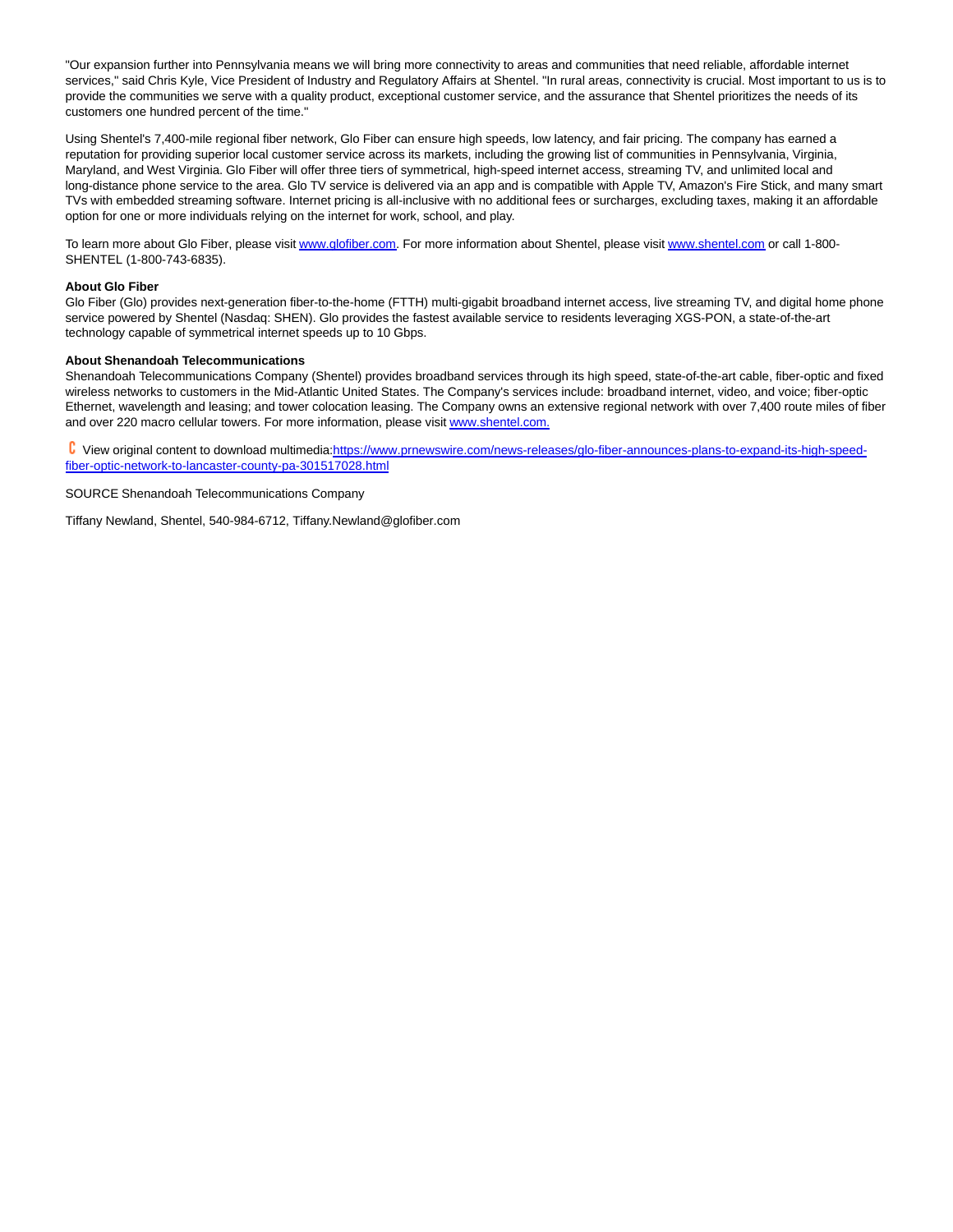"Our expansion further into Pennsylvania means we will bring more connectivity to areas and communities that need reliable, affordable internet services," said Chris Kyle, Vice President of Industry and Regulatory Affairs at Shentel. "In rural areas, connectivity is crucial. Most important to us is to provide the communities we serve with a quality product, exceptional customer service, and the assurance that Shentel prioritizes the needs of its customers one hundred percent of the time."

Using Shentel's 7,400-mile regional fiber network, Glo Fiber can ensure high speeds, low latency, and fair pricing. The company has earned a reputation for providing superior local customer service across its markets, including the growing list of communities in Pennsylvania, Virginia, Maryland, and West Virginia. Glo Fiber will offer three tiers of symmetrical, high-speed internet access, streaming TV, and unlimited local and long-distance phone service to the area. Glo TV service is delivered via an app and is compatible with Apple TV, Amazon's Fire Stick, and many smart TVs with embedded streaming software. Internet pricing is all-inclusive with no additional fees or surcharges, excluding taxes, making it an affordable option for one or more individuals relying on the internet for work, school, and play.

To learn more about Glo Fiber, please visit www.glofiber.com. For more information about Shentel, please visit www.shentel.com or call 1-800-SHENTEL (1-800-743-6835).

**About Glo Fiber**
Glo Fiber (Glo) provides next-generation fiber-to-the-home (FTTH) multi-gigabit broadband internet access, live streaming TV, and digital home phone service powered by Shentel (Nasdaq: SHEN). Glo provides the fastest available service to residents leveraging XGS-PON, a state-of-the-art technology capable of symmetrical internet speeds up to 10 Gbps.

**About Shenandoah Telecommunications**
Shenandoah Telecommunications Company (Shentel) provides broadband services through its high speed, state-of-the-art cable, fiber-optic and fixed wireless networks to customers in the Mid-Atlantic United States. The Company's services include: broadband internet, video, and voice; fiber-optic Ethernet, wavelength and leasing; and tower colocation leasing. The Company owns an extensive regional network with over 7,400 route miles of fiber and over 220 macro cellular towers. For more information, please visit www.shentel.com.

View original content to download multimedia:https://www.prnewswire.com/news-releases/glo-fiber-announces-plans-to-expand-its-high-speed-fiber-optic-network-to-lancaster-county-pa-301517028.html

SOURCE Shenandoah Telecommunications Company

Tiffany Newland, Shentel, 540-984-6712, Tiffany.Newland@glofiber.com